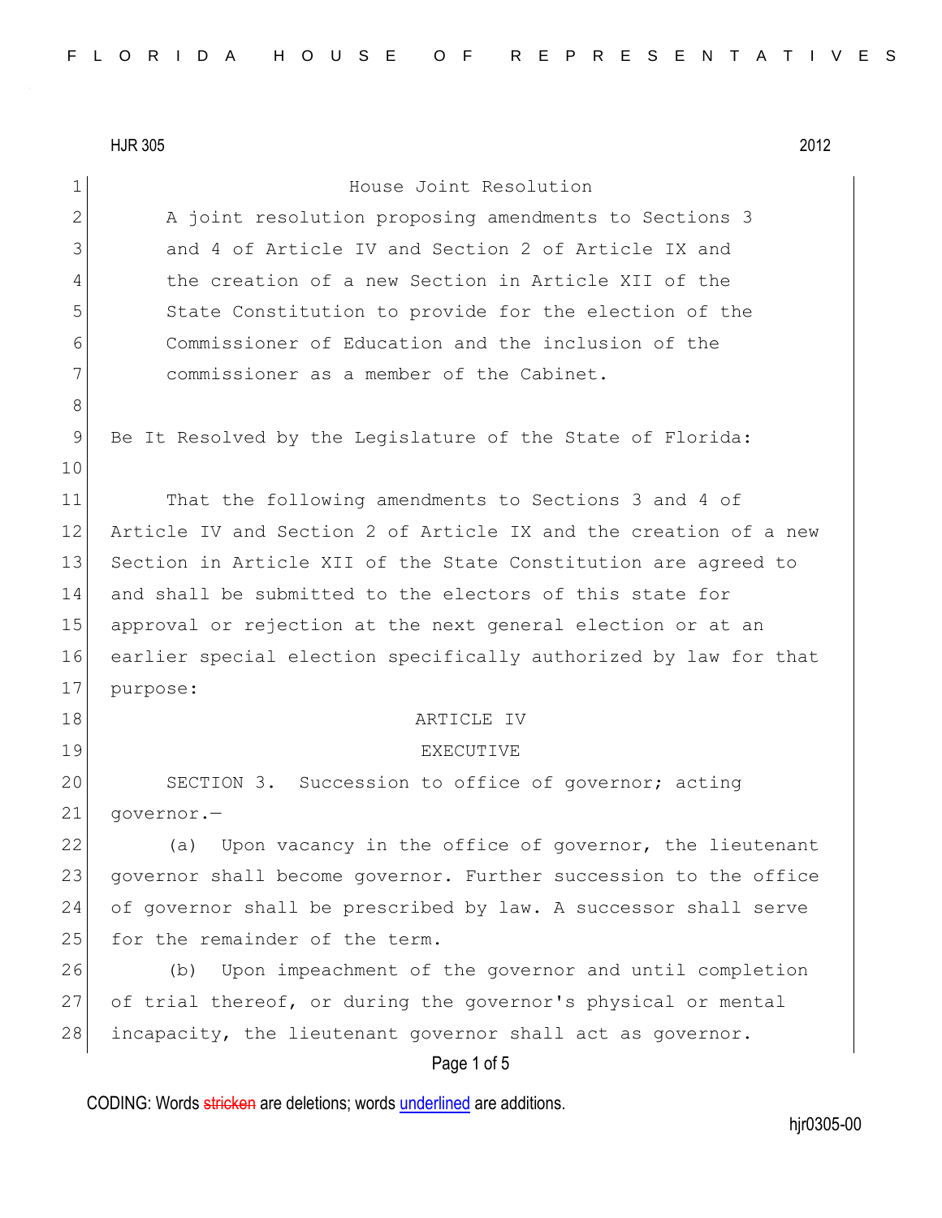HJR 305 2012

# House Joint Resolution

A joint resolution proposing amendments to Sections 3 and 4 of Article IV and Section 2 of Article IX and the creation of a new Section in Article XII of the State Constitution to provide for the election of the Commissioner of Education and the inclusion of the commissioner as a member of the Cabinet.

Be It Resolved by the Legislature of the State of Florida:

That the following amendments to Sections 3 and 4 of Article IV and Section 2 of Article IX and the creation of a new Section in Article XII of the State Constitution are agreed to and shall be submitted to the electors of this state for approval or rejection at the next general election or at an earlier special election specifically authorized by law for that purpose:

## ARTICLE IV

## EXECUTIVE

SECTION 3. Succession to office of governor; acting governor.—

(a) Upon vacancy in the office of governor, the lieutenant governor shall become governor. Further succession to the office of governor shall be prescribed by law. A successor shall serve for the remainder of the term.

(b) Upon impeachment of the governor and until completion of trial thereof, or during the governor's physical or mental incapacity, the lieutenant governor shall act as governor.

CODING: Words stricken are deletions; words underlined are additions.

hjr0305-00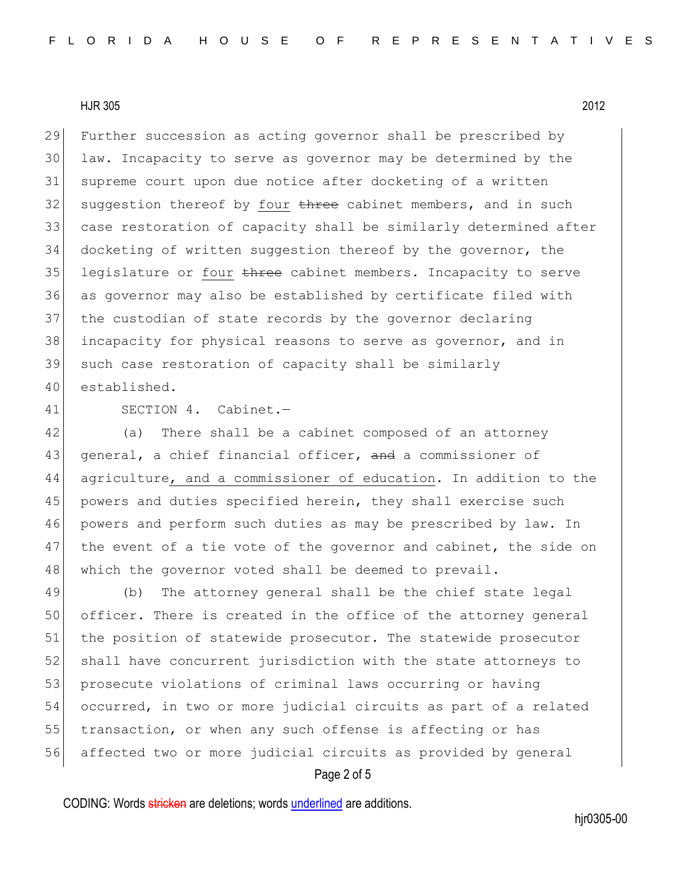Further succession as acting governor shall be prescribed by law. Incapacity to serve as governor may be determined by the supreme court upon due notice after docketing of a written suggestion thereof by <u>four</u> ~~three~~ cabinet members, and in such case restoration of capacity shall be similarly determined after docketing of written suggestion thereof by the governor, the legislature or <u>four</u> ~~three~~ cabinet members. Incapacity to serve as governor may also be established by certificate filed with the custodian of state records by the governor declaring incapacity for physical reasons to serve as governor, and in such case restoration of capacity shall be similarly established.

SECTION 4. Cabinet.—

(a) There shall be a cabinet composed of an attorney general, a chief financial officer, ~~and~~ a commissioner of agriculture<u>, and a commissioner of education</u>. In addition to the powers and duties specified herein, they shall exercise such powers and perform such duties as may be prescribed by law. In the event of a tie vote of the governor and cabinet, the side on which the governor voted shall be deemed to prevail.

(b) The attorney general shall be the chief state legal officer. There is created in the office of the attorney general the position of statewide prosecutor. The statewide prosecutor shall have concurrent jurisdiction with the state attorneys to prosecute violations of criminal laws occurring or having occurred, in two or more judicial circuits as part of a related transaction, or when any such offense is affecting or has affected two or more judicial circuits as provided by general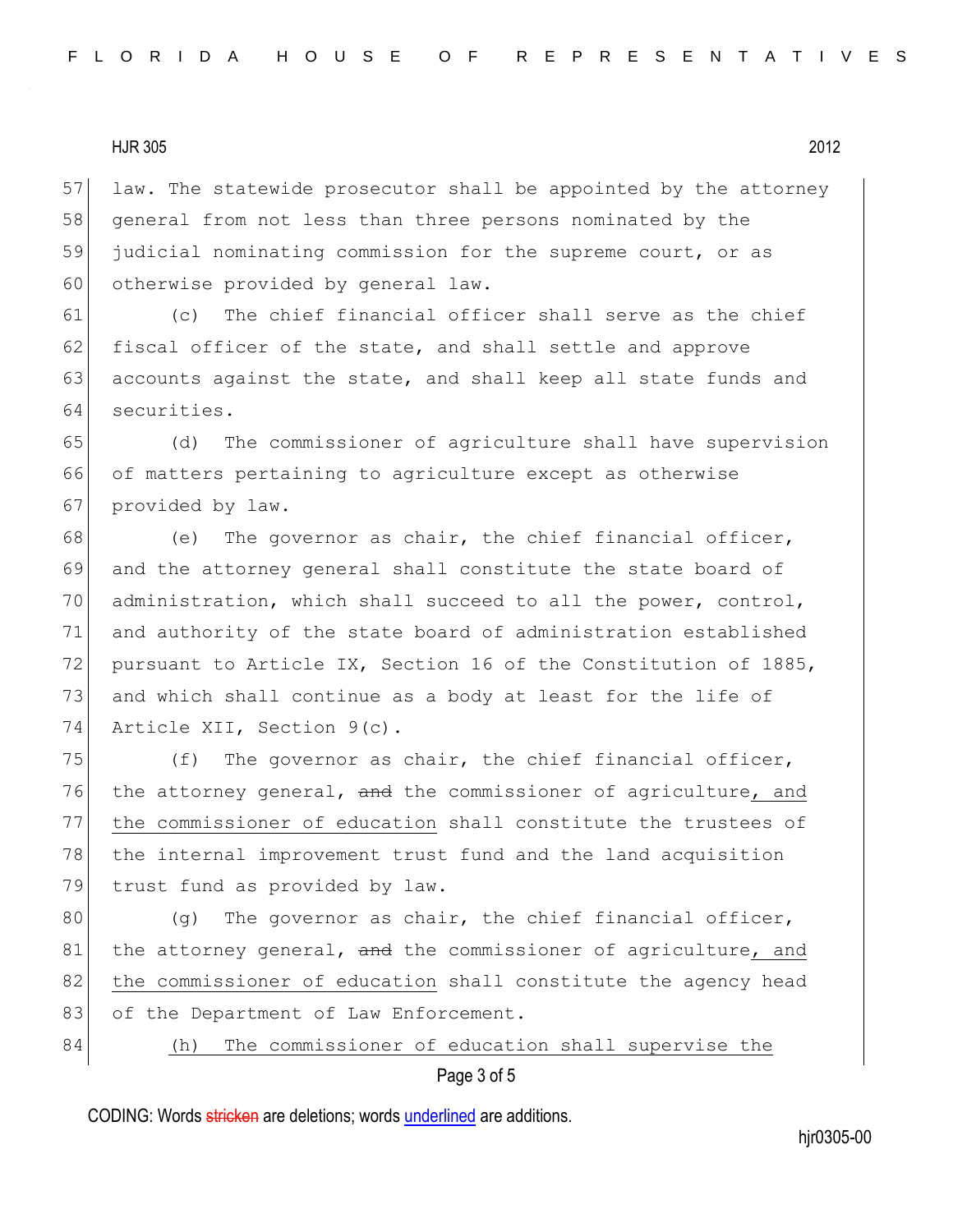law. The statewide prosecutor shall be appointed by the attorney general from not less than three persons nominated by the judicial nominating commission for the supreme court, or as otherwise provided by general law.

(c) The chief financial officer shall serve as the chief fiscal officer of the state, and shall settle and approve accounts against the state, and shall keep all state funds and securities.

(d) The commissioner of agriculture shall have supervision of matters pertaining to agriculture except as otherwise provided by law.

(e) The governor as chair, the chief financial officer, and the attorney general shall constitute the state board of administration, which shall succeed to all the power, control, and authority of the state board of administration established pursuant to Article IX, Section 16 of the Constitution of 1885, and which shall continue as a body at least for the life of Article XII, Section 9(c).

(f) The governor as chair, the chief financial officer, the attorney general, ~~and~~ the commissioner of agriculture, and the commissioner of education shall constitute the trustees of the internal improvement trust fund and the land acquisition trust fund as provided by law.

(g) The governor as chair, the chief financial officer, the attorney general, ~~and~~ the commissioner of agriculture, and the commissioner of education shall constitute the agency head of the Department of Law Enforcement.

(h) The commissioner of education shall supervise the

CODING: Words ~~stricken~~ are deletions; words underlined are additions.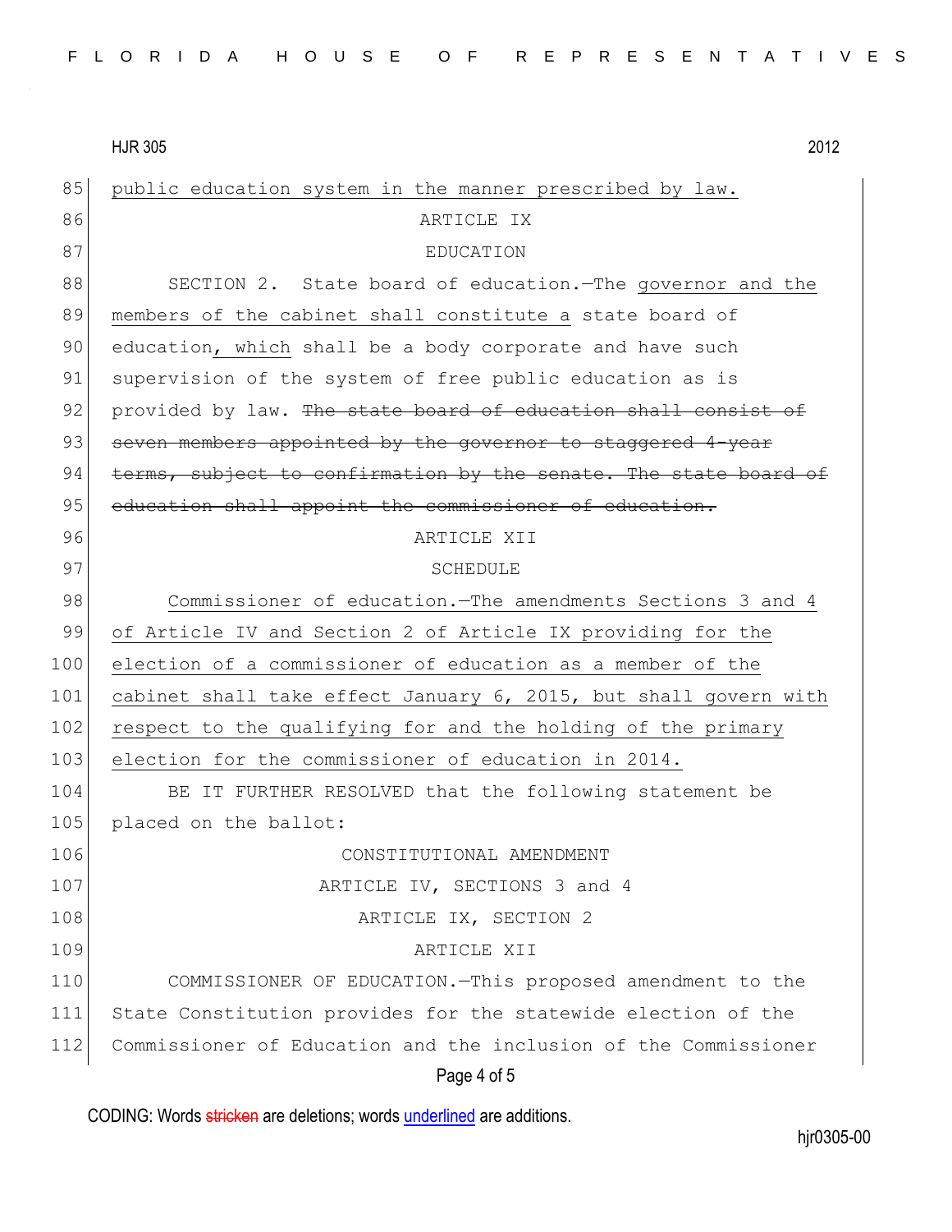public education system in the manner prescribed by law.

ARTICLE IX

EDUCATION

SECTION 2. State board of education.—The governor and the members of the cabinet shall constitute a state board of education, which shall be a body corporate and have such supervision of the system of free public education as is provided by law. ~~The state board of education shall consist of seven members appointed by the governor to staggered 4-year terms, subject to confirmation by the senate. The state board of education shall appoint the commissioner of education.~~

ARTICLE XII

SCHEDULE

Commissioner of education.—The amendments Sections 3 and 4 of Article IV and Section 2 of Article IX providing for the election of a commissioner of education as a member of the cabinet shall take effect January 6, 2015, but shall govern with respect to the qualifying for and the holding of the primary election for the commissioner of education in 2014.

BE IT FURTHER RESOLVED that the following statement be placed on the ballot:

CONSTITUTIONAL AMENDMENT

ARTICLE IV, SECTIONS 3 and 4

ARTICLE IX, SECTION 2

ARTICLE XII

COMMISSIONER OF EDUCATION.—This proposed amendment to the State Constitution provides for the statewide election of the Commissioner of Education and the inclusion of the Commissioner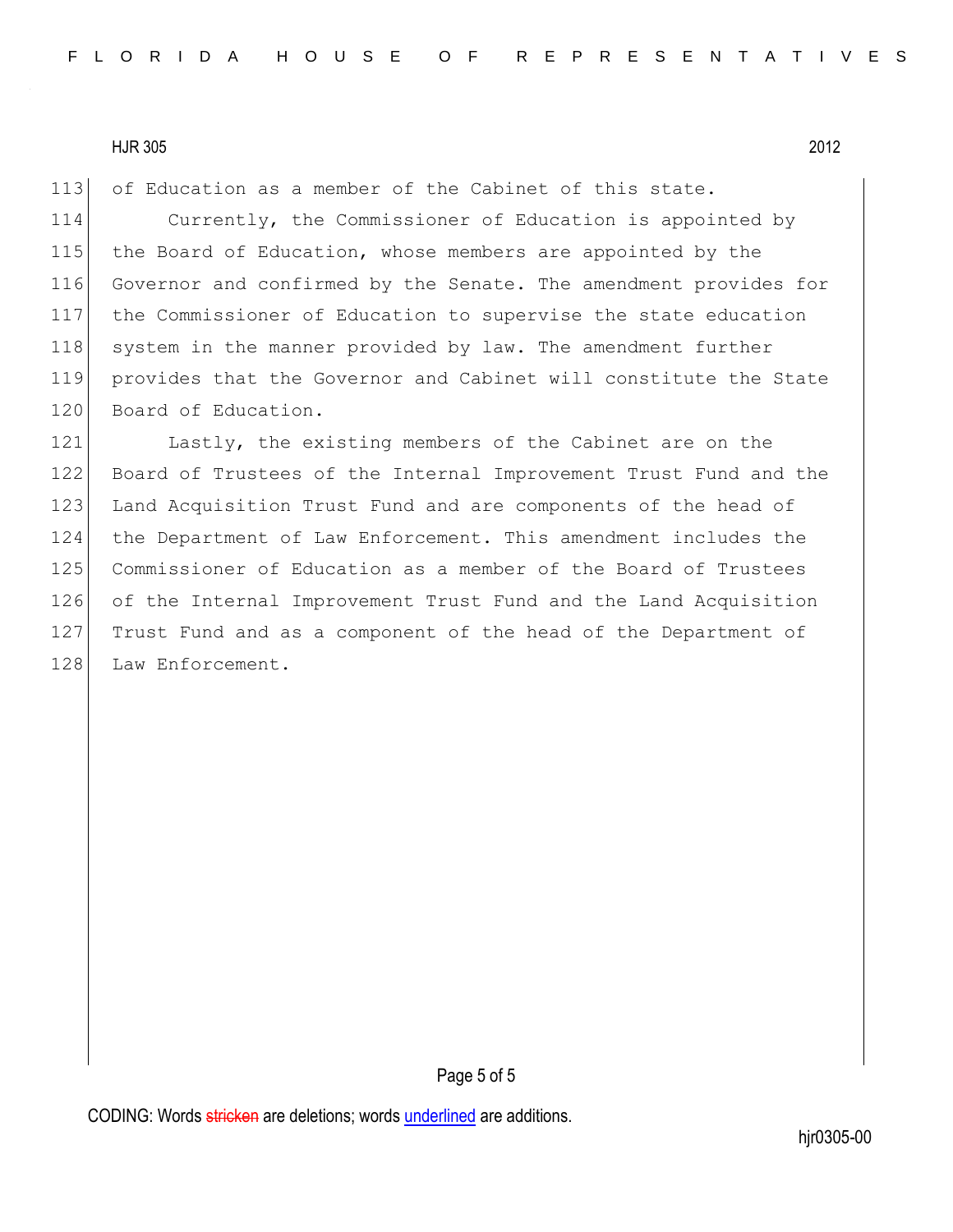of Education as a member of the Cabinet of this state.

Currently, the Commissioner of Education is appointed by the Board of Education, whose members are appointed by the Governor and confirmed by the Senate. The amendment provides for the Commissioner of Education to supervise the state education system in the manner provided by law. The amendment further provides that the Governor and Cabinet will constitute the State Board of Education.

Lastly, the existing members of the Cabinet are on the Board of Trustees of the Internal Improvement Trust Fund and the Land Acquisition Trust Fund and are components of the head of the Department of Law Enforcement. This amendment includes the Commissioner of Education as a member of the Board of Trustees of the Internal Improvement Trust Fund and the Land Acquisition Trust Fund and as a component of the head of the Department of Law Enforcement.